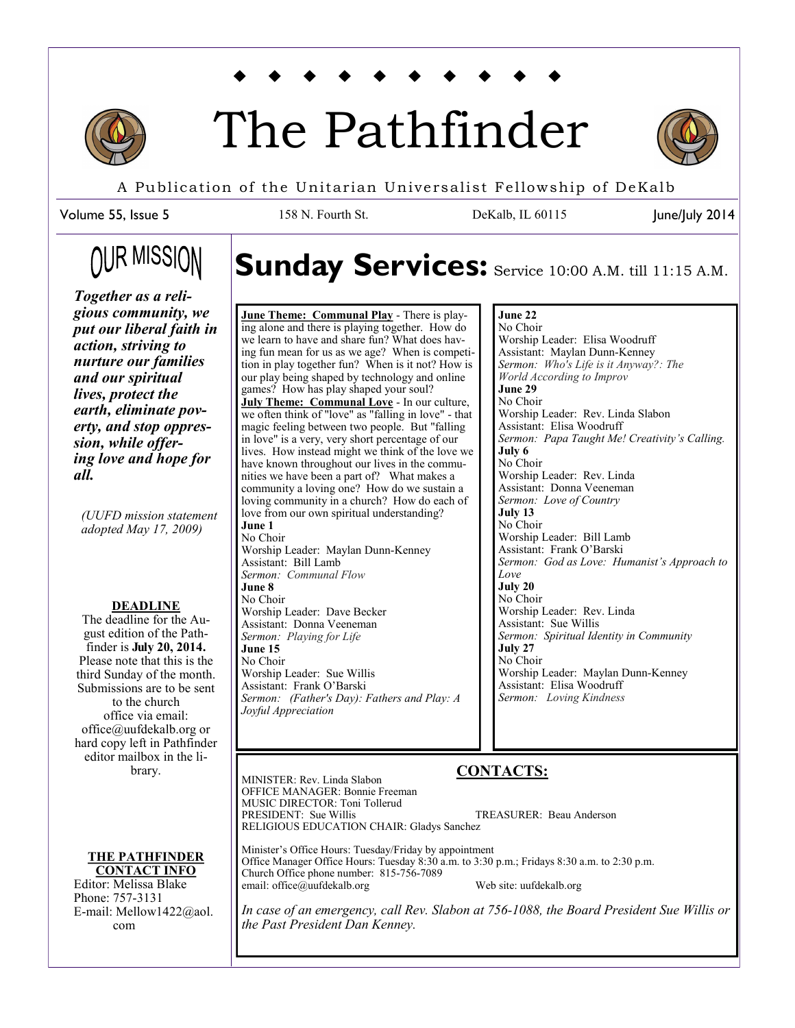# The Pathfinder

A Publication of the Unitarian Universalist Fellowship of DeKalb

Volume 55, Issue 5 | 158 N. Fourth St. | DeKalb, IL 60115 | June/July 2014

## OUR MISSION

***Together as a religious community, we put our liberal faith in action, striving to nurture our families and our spiritual lives, protect the earth, eliminate poverty, and stop oppression, while offering love and hope for all.***

*(UUFD mission statement adopted May 17, 2009)*

**DEADLINE**

The deadline for the August edition of the Pathfinder is **July 20, 2014.** Please note that this is the third Sunday of the month. Submissions are to be sent to the church office via email: office@uufdekalb.org or hard copy left in Pathfinder editor mailbox in the library.

**THE PATHFINDER CONTACT INFO**

Editor: Melissa Blake
Phone: 757-3131
E-mail: Mellow1422@aol.com

# Sunday Services: Service 10:00 A.M. till 11:15 A.M.

**June Theme: Communal Play** - There is playing alone and there is playing together. How do we learn to have and share fun? What does having fun mean for us as we age? When is competition in play together fun? When is it not? How is our play being shaped by technology and online games? How has play shaped your soul?

**July Theme: Communal Love** - In our culture, we often think of "love" as "falling in love" - that magic feeling between two people. But "falling in love" is a very, very short percentage of our lives. How instead might we think of the love we have known throughout our lives in the communities we have been a part of? What makes a community a loving one? How do we sustain a loving community in a church? How do each of love from our own spiritual understanding?

**June 1**
No Choir
Worship Leader: Maylan Dunn-Kenney
Assistant: Bill Lamb
*Sermon: Communal Flow*

**June 8**
No Choir
Worship Leader: Dave Becker
Assistant: Donna Veeneman
*Sermon: Playing for Life*

**June 15**
No Choir
Worship Leader: Sue Willis
Assistant: Frank O'Barski
*Sermon: (Father's Day): Fathers and Play: A Joyful Appreciation*

**June 22**
No Choir
Worship Leader: Elisa Woodruff
Assistant: Maylan Dunn-Kenney
*Sermon: Who's Life is it Anyway?: The World According to Improv*

**June 29**
No Choir
Worship Leader: Rev. Linda Slabon
Assistant: Elisa Woodruff
*Sermon: Papa Taught Me! Creativity's Calling.*

**July 6**
No Choir
Worship Leader: Rev. Linda
Assistant: Donna Veeneman
*Sermon: Love of Country*

**July 13**
No Choir
Worship Leader: Bill Lamb
Assistant: Frank O'Barski
*Sermon: God as Love: Humanist's Approach to Love*

**July 20**
No Choir
Worship Leader: Rev. Linda
Assistant: Sue Willis
*Sermon: Spiritual Identity in Community*

**July 27**
No Choir
Worship Leader: Maylan Dunn-Kenney
Assistant: Elisa Woodruff
*Sermon: Loving Kindness*

## CONTACTS:

MINISTER: Rev. Linda Slabon
OFFICE MANAGER: Bonnie Freeman
MUSIC DIRECTOR: Toni Tollerud
PRESIDENT: Sue Willis
TREASURER: Beau Anderson
RELIGIOUS EDUCATION CHAIR: Gladys Sanchez

Minister's Office Hours: Tuesday/Friday by appointment
Office Manager Office Hours: Tuesday 8:30 a.m. to 3:30 p.m.; Fridays 8:30 a.m. to 2:30 p.m.
Church Office phone number: 815-756-7089
email: office@uufdekalb.org
Web site: uufdekalb.org

*In case of an emergency, call Rev. Slabon at 756-1088, the Board President Sue Willis or the Past President Dan Kenney.*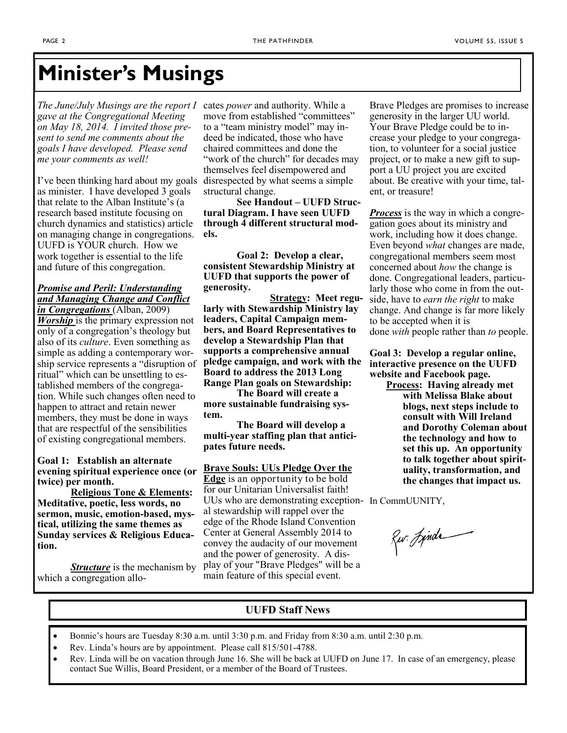# Minister's Musings

*The June/July Musings are the report I gave at the Congregational Meeting on May 18, 2014. I invited those present to send me comments about the goals I have developed. Please send me your comments as well!*

I've been thinking hard about my goals as minister. I have developed 3 goals that relate to the Alban Institute's (a research based institute focusing on church dynamics and statistics) article on managing change in congregations. UUFD is YOUR church. How we work together is essential to the life and future of this congregation.

***Promise and Peril: Understanding and Managing Change and Conflict in Congregations*** (Alban, 2009)

***Worship*** is the primary expression not only of a congregation's theology but also of its *culture*. Even something as simple as adding a contemporary worship service represents a "disruption of ritual" which can be unsettling to established members of the congregation. While such changes often need to happen to attract and retain newer members, they must be done in ways that are respectful of the sensibilities of existing congregational members.

**Goal 1: Establish an alternate evening spiritual experience once (or twice) per month.**

**Religious Tone & Elements: Meditative, poetic, less words, no sermon, music, emotion-based, mystical, utilizing the same themes as Sunday services & Religious Education.**

***Structure*** is the mechanism by which a congregation allocates *power* and authority. While a move from established "committees" to a "team ministry model" may indeed be indicated, those who have chaired committees and done the "work of the church" for decades may themselves feel disempowered and disrespected by what seems a simple structural change.

**See Handout – UUFD Structural Diagram. I have seen UUFD through 4 different structural models.**

**Goal 2: Develop a clear, consistent Stewardship Ministry at UUFD that supports the power of generosity.**

**Strategy: Meet regularly with Stewardship Ministry lay leaders, Capital Campaign members, and Board Representatives to develop a Stewardship Plan that supports a comprehensive annual pledge campaign, and work with the Board to address the 2013 Long Range Plan goals on Stewardship:**

**The Board will create a more sustainable fundraising system.**

**The Board will develop a multi-year staffing plan that anticipates future needs.**

**Brave Souls: UUs Pledge Over the Edge** is an opportunity to be bold for our Unitarian Universalist faith! UUs who are demonstrating exceptional stewardship will rappel over the edge of the Rhode Island Convention Center at General Assembly 2014 to convey the audacity of our movement and the power of generosity. A display of your "Brave Pledges" will be a main feature of this special event. Brave Pledges are promises to increase generosity in the larger UU world. Your Brave Pledge could be to increase your pledge to your congregation, to volunteer for a social justice project, or to make a new gift to support a UU project you are excited about. Be creative with your time, talent, or treasure!

***Process*** is the way in which a congregation goes about its ministry and work, including how it does change. Even beyond *what* changes are made, congregational members seem most concerned about *how* the change is done. Congregational leaders, particularly those who come in from the outside, have to *earn the right* to make change. And change is far more likely to be accepted when it is done *with* people rather than *to* people.

**Goal 3: Develop a regular online, interactive presence on the UUFD website and Facebook page.**

**Process: Having already met with Melissa Blake about blogs, next steps include to consult with Will Ireland and Dorothy Coleman about the technology and how to set this up. An opportunity to talk together about spirituality, transformation, and the changes that impact us.**

In CommUUNITY,

Rev. Linda

## UUFD Staff News

- Bonnie's hours are Tuesday 8:30 a.m. until 3:30 p.m. and Friday from 8:30 a.m. until 2:30 p.m.
- Rev. Linda's hours are by appointment. Please call 815/501-4788.
- Rev. Linda will be on vacation through June 16. She will be back at UUFD on June 17. In case of an emergency, please contact Sue Willis, Board President, or a member of the Board of Trustees.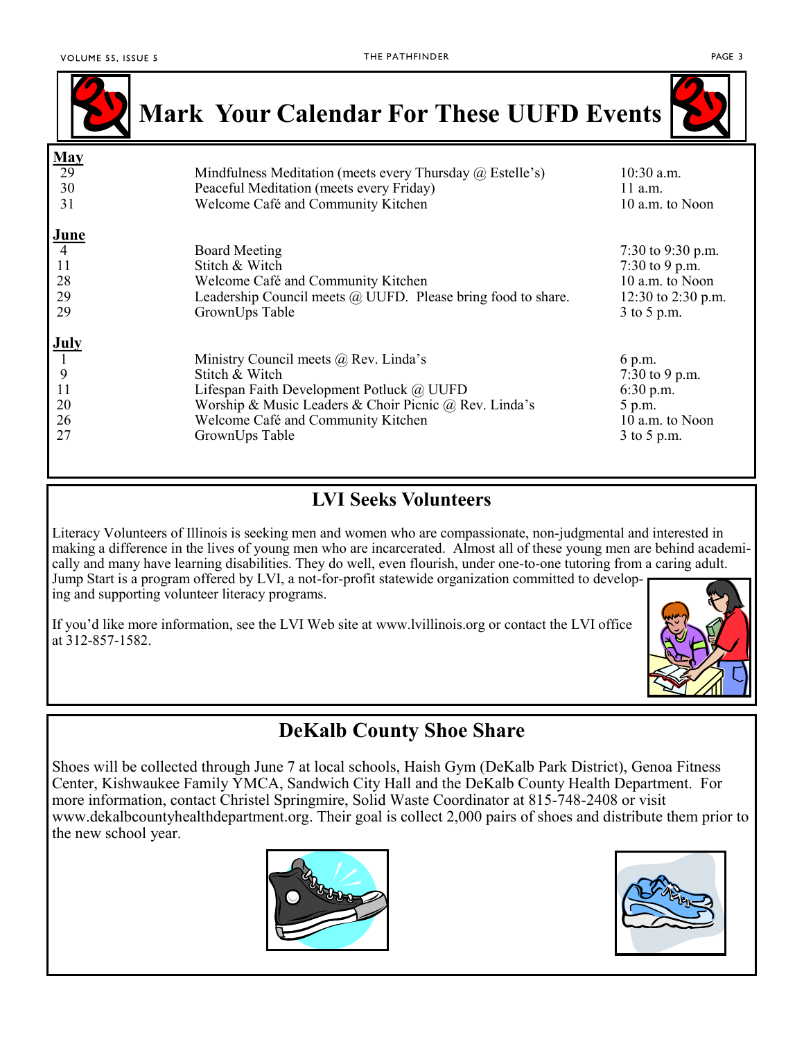# Mark Your Calendar For These UUFD Events

**May**

| | | |
|---|---|---|
| 29 | Mindfulness Meditation (meets every Thursday @ Estelle's) | 10:30 a.m. |
| 30 | Peaceful Meditation (meets every Friday) | 11 a.m. |
| 31 | Welcome Café and Community Kitchen | 10 a.m. to Noon |

**June**

| | | |
|---|---|---|
| 4 | Board Meeting | 7:30 to 9:30 p.m. |
| 11 | Stitch & Witch | 7:30 to 9 p.m. |
| 28 | Welcome Café and Community Kitchen | 10 a.m. to Noon |
| 29 | Leadership Council meets @ UUFD. Please bring food to share. | 12:30 to 2:30 p.m. |
| 29 | GrownUps Table | 3 to 5 p.m. |

**July**

| | | |
|---|---|---|
| 1 | Ministry Council meets @ Rev. Linda's | 6 p.m. |
| 9 | Stitch & Witch | 7:30 to 9 p.m. |
| 11 | Lifespan Faith Development Potluck @ UUFD | 6:30 p.m. |
| 20 | Worship & Music Leaders & Choir Picnic @ Rev. Linda's | 5 p.m. |
| 26 | Welcome Café and Community Kitchen | 10 a.m. to Noon |
| 27 | GrownUps Table | 3 to 5 p.m. |

## LVI Seeks Volunteers

Literacy Volunteers of Illinois is seeking men and women who are compassionate, non-judgmental and interested in making a difference in the lives of young men who are incarcerated. Almost all of these young men are behind academically and many have learning disabilities. They do well, even flourish, under one-to-one tutoring from a caring adult. Jump Start is a program offered by LVI, a not-for-profit statewide organization committed to developing and supporting volunteer literacy programs.

If you'd like more information, see the LVI Web site at www.lvillinois.org or contact the LVI office at 312-857-1582.

## DeKalb County Shoe Share

Shoes will be collected through June 7 at local schools, Haish Gym (DeKalb Park District), Genoa Fitness Center, Kishwaukee Family YMCA, Sandwich City Hall and the DeKalb County Health Department. For more information, contact Christel Springmire, Solid Waste Coordinator at 815-748-2408 or visit www.dekalbcountyhealthdepartment.org. Their goal is collect 2,000 pairs of shoes and distribute them prior to the new school year.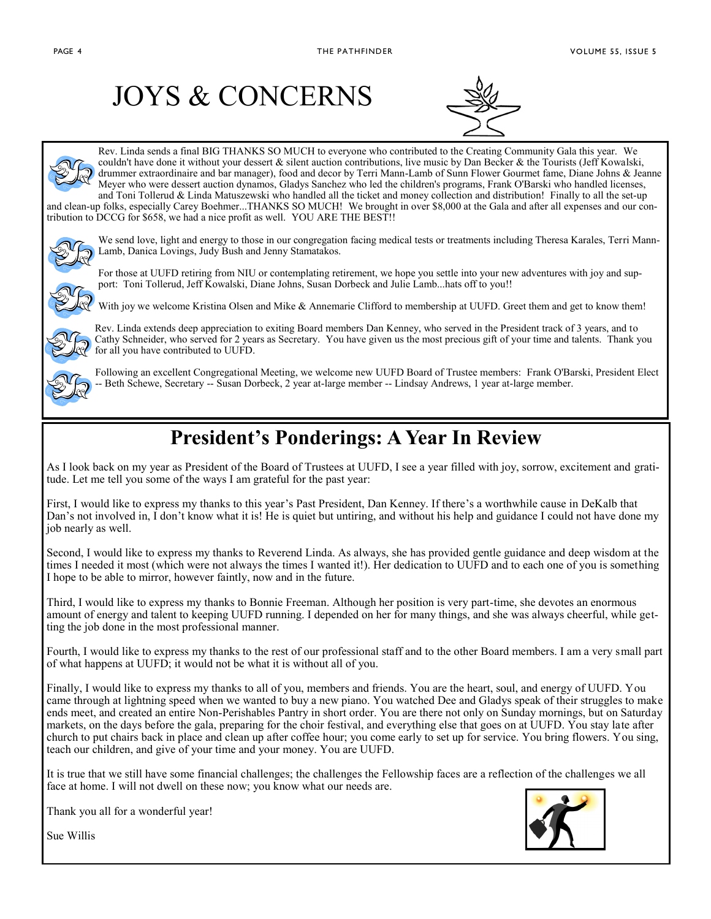# JOYS & CONCERNS

Rev. Linda sends a final BIG THANKS SO MUCH to everyone who contributed to the Creating Community Gala this year. We couldn't have done it without your dessert & silent auction contributions, live music by Dan Becker & the Tourists (Jeff Kowalski, drummer extraordinaire and bar manager), food and decor by Terri Mann-Lamb of Sunn Flower Gourmet fame, Diane Johns & Jeanne Meyer who were dessert auction dynamos, Gladys Sanchez who led the children's programs, Frank O'Barski who handled licenses, and Toni Tollerud & Linda Matuszewski who handled all the ticket and money collection and distribution! Finally to all the set-up and clean-up folks, especially Carey Boehmer...THANKS SO MUCH! We brought in over $8,000 at the Gala and after all expenses and our contribution to DCCG for $658, we had a nice profit as well. YOU ARE THE BEST!!

We send love, light and energy to those in our congregation facing medical tests or treatments including Theresa Karales, Terri Mann-Lamb, Danica Lovings, Judy Bush and Jenny Stamatakos.

For those at UUFD retiring from NIU or contemplating retirement, we hope you settle into your new adventures with joy and support: Toni Tollerud, Jeff Kowalski, Diane Johns, Susan Dorbeck and Julie Lamb...hats off to you!!

With joy we welcome Kristina Olsen and Mike & Annemarie Clifford to membership at UUFD. Greet them and get to know them!

Rev. Linda extends deep appreciation to exiting Board members Dan Kenney, who served in the President track of 3 years, and to Cathy Schneider, who served for 2 years as Secretary. You have given us the most precious gift of your time and talents. Thank you for all you have contributed to UUFD.

Following an excellent Congregational Meeting, we welcome new UUFD Board of Trustee members: Frank O'Barski, President Elect -- Beth Schewe, Secretary -- Susan Dorbeck, 2 year at-large member -- Lindsay Andrews, 1 year at-large member.

## President's Ponderings: A Year In Review

As I look back on my year as President of the Board of Trustees at UUFD, I see a year filled with joy, sorrow, excitement and gratitude. Let me tell you some of the ways I am grateful for the past year:

First, I would like to express my thanks to this year's Past President, Dan Kenney. If there's a worthwhile cause in DeKalb that Dan's not involved in, I don't know what it is! He is quiet but untiring, and without his help and guidance I could not have done my job nearly as well.

Second, I would like to express my thanks to Reverend Linda. As always, she has provided gentle guidance and deep wisdom at the times I needed it most (which were not always the times I wanted it!). Her dedication to UUFD and to each one of you is something I hope to be able to mirror, however faintly, now and in the future.

Third, I would like to express my thanks to Bonnie Freeman. Although her position is very part-time, she devotes an enormous amount of energy and talent to keeping UUFD running. I depended on her for many things, and she was always cheerful, while getting the job done in the most professional manner.

Fourth, I would like to express my thanks to the rest of our professional staff and to the other Board members. I am a very small part of what happens at UUFD; it would not be what it is without all of you.

Finally, I would like to express my thanks to all of you, members and friends. You are the heart, soul, and energy of UUFD. You came through at lightning speed when we wanted to buy a new piano. You watched Dee and Gladys speak of their struggles to make ends meet, and created an entire Non-Perishables Pantry in short order. You are there not only on Sunday mornings, but on Saturday markets, on the days before the gala, preparing for the choir festival, and everything else that goes on at UUFD. You stay late after church to put chairs back in place and clean up after coffee hour; you come early to set up for service. You bring flowers. You sing, teach our children, and give of your time and your money. You are UUFD.

It is true that we still have some financial challenges; the challenges the Fellowship faces are a reflection of the challenges we all face at home. I will not dwell on these now; you know what our needs are.

Thank you all for a wonderful year!

Sue Willis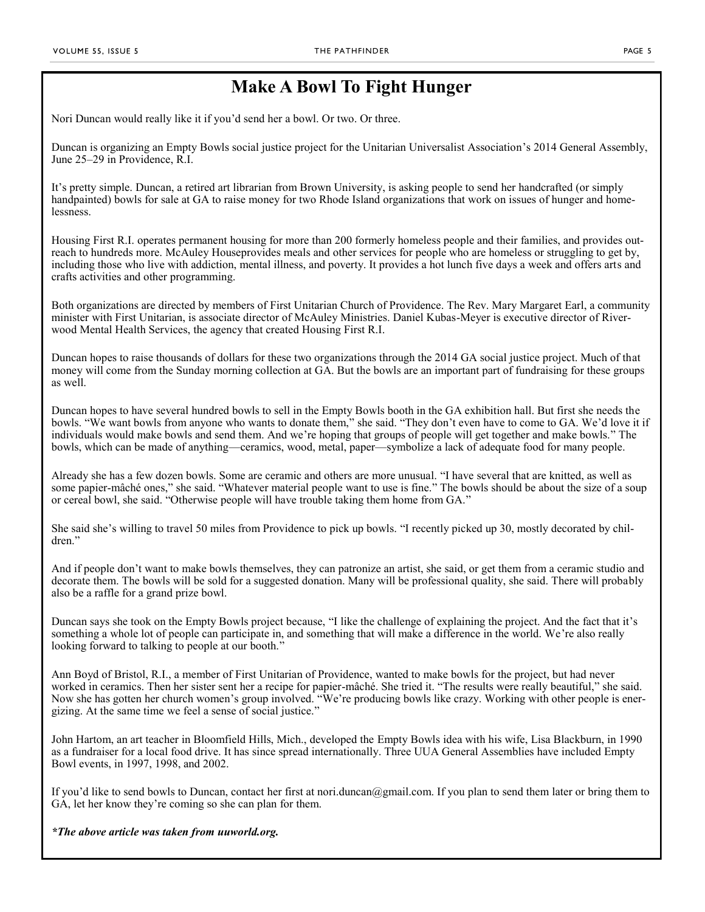# Make A Bowl To Fight Hunger

Nori Duncan would really like it if you'd send her a bowl. Or two. Or three.

Duncan is organizing an Empty Bowls social justice project for the Unitarian Universalist Association's 2014 General Assembly, June 25–29 in Providence, R.I.

It's pretty simple. Duncan, a retired art librarian from Brown University, is asking people to send her handcrafted (or simply handpainted) bowls for sale at GA to raise money for two Rhode Island organizations that work on issues of hunger and homelessness.

Housing First R.I. operates permanent housing for more than 200 formerly homeless people and their families, and provides outreach to hundreds more. McAuley Houseprovides meals and other services for people who are homeless or struggling to get by, including those who live with addiction, mental illness, and poverty. It provides a hot lunch five days a week and offers arts and crafts activities and other programming.

Both organizations are directed by members of First Unitarian Church of Providence. The Rev. Mary Margaret Earl, a community minister with First Unitarian, is associate director of McAuley Ministries. Daniel Kubas-Meyer is executive director of Riverwood Mental Health Services, the agency that created Housing First R.I.

Duncan hopes to raise thousands of dollars for these two organizations through the 2014 GA social justice project. Much of that money will come from the Sunday morning collection at GA. But the bowls are an important part of fundraising for these groups as well.

Duncan hopes to have several hundred bowls to sell in the Empty Bowls booth in the GA exhibition hall. But first she needs the bowls. "We want bowls from anyone who wants to donate them," she said. "They don't even have to come to GA. We'd love it if individuals would make bowls and send them. And we're hoping that groups of people will get together and make bowls." The bowls, which can be made of anything—ceramics, wood, metal, paper—symbolize a lack of adequate food for many people.

Already she has a few dozen bowls. Some are ceramic and others are more unusual. "I have several that are knitted, as well as some papier-mâché ones," she said. "Whatever material people want to use is fine." The bowls should be about the size of a soup or cereal bowl, she said. "Otherwise people will have trouble taking them home from GA."

She said she's willing to travel 50 miles from Providence to pick up bowls. "I recently picked up 30, mostly decorated by children."

And if people don't want to make bowls themselves, they can patronize an artist, she said, or get them from a ceramic studio and decorate them. The bowls will be sold for a suggested donation. Many will be professional quality, she said. There will probably also be a raffle for a grand prize bowl.

Duncan says she took on the Empty Bowls project because, "I like the challenge of explaining the project. And the fact that it's something a whole lot of people can participate in, and something that will make a difference in the world. We're also really looking forward to talking to people at our booth."

Ann Boyd of Bristol, R.I., a member of First Unitarian of Providence, wanted to make bowls for the project, but had never worked in ceramics. Then her sister sent her a recipe for papier-mâché. She tried it. "The results were really beautiful," she said. Now she has gotten her church women's group involved. "We're producing bowls like crazy. Working with other people is energizing. At the same time we feel a sense of social justice."

John Hartom, an art teacher in Bloomfield Hills, Mich., developed the Empty Bowls idea with his wife, Lisa Blackburn, in 1990 as a fundraiser for a local food drive. It has since spread internationally. Three UUA General Assemblies have included Empty Bowl events, in 1997, 1998, and 2002.

If you'd like to send bowls to Duncan, contact her first at nori.duncan@gmail.com. If you plan to send them later or bring them to GA, let her know they're coming so she can plan for them.

***The above article was taken from uuworld.org.***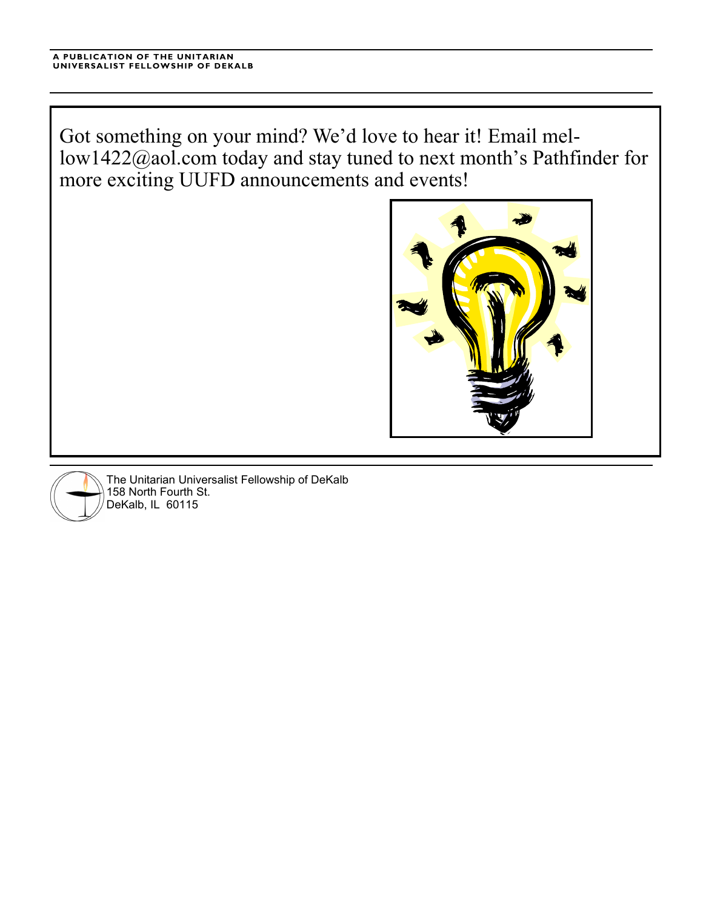Got something on your mind? We'd love to hear it! Email mellow1422@aol.com today and stay tuned to next month's Pathfinder for more exciting UUFD announcements and events!

The Unitarian Universalist Fellowship of DeKalb
158 North Fourth St.
DeKalb, IL 60115